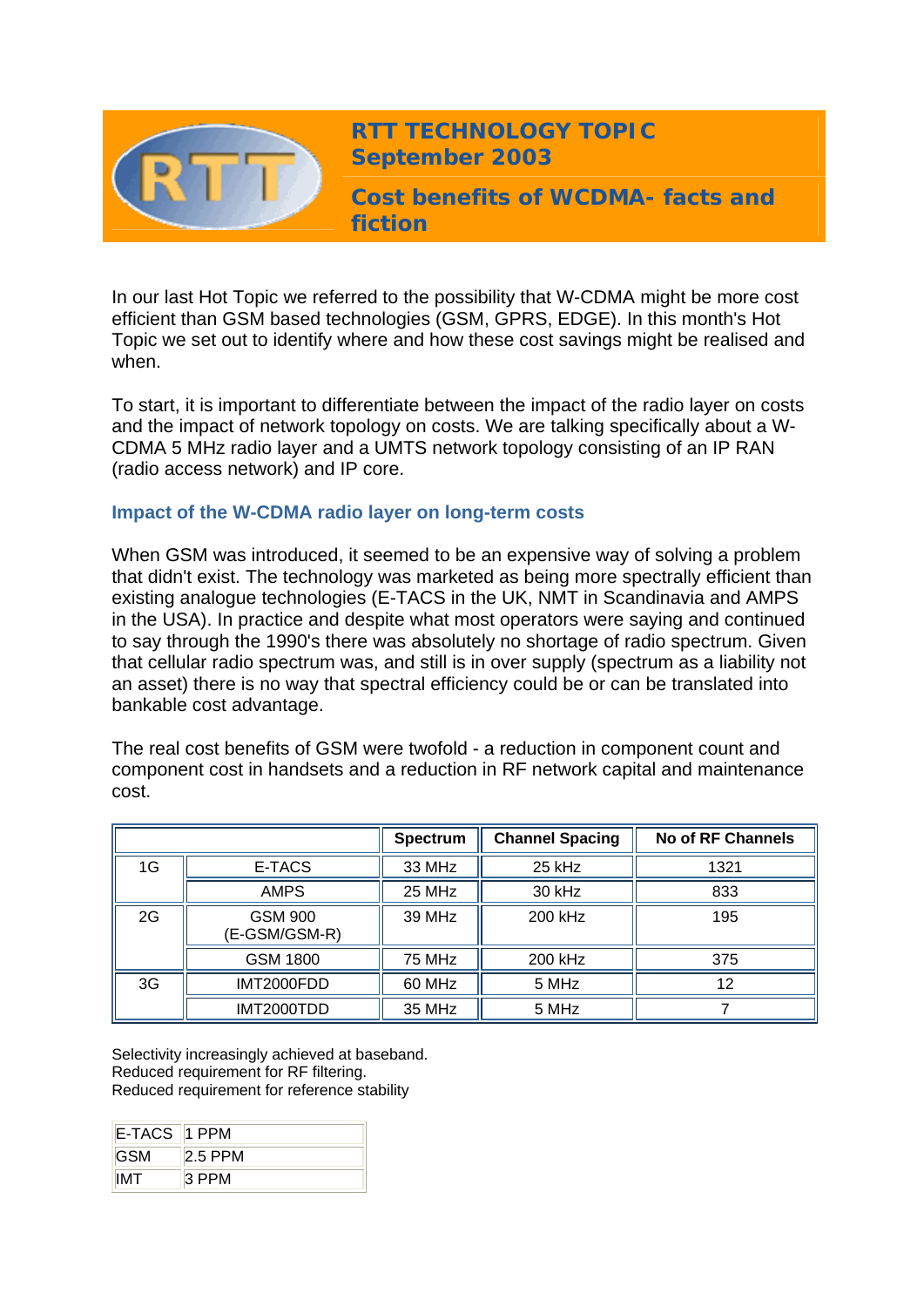# RTT TECHNOLOGY TOPIC
## September 2003

## Cost benefits of WCDMA- facts and fiction

In our last Hot Topic we referred to the possibility that W-CDMA might be more cost efficient than GSM based technologies (GSM, GPRS, EDGE). In this month's Hot Topic we set out to identify where and how these cost savings might be realised and when.

To start, it is important to differentiate between the impact of the radio layer on costs and the impact of network topology on costs. We are talking specifically about a W-CDMA 5 MHz radio layer and a UMTS network topology consisting of an IP RAN (radio access network) and IP core.

### Impact of the W-CDMA radio layer on long-term costs

When GSM was introduced, it seemed to be an expensive way of solving a problem that didn't exist. The technology was marketed as being more spectrally efficient than existing analogue technologies (E-TACS in the UK, NMT in Scandinavia and AMPS in the USA). In practice and despite what most operators were saying and continued to say through the 1990's there was absolutely no shortage of radio spectrum. Given that cellular radio spectrum was, and still is in over supply (spectrum as a liability not an asset) there is no way that spectral efficiency could be or can be translated into bankable cost advantage.

The real cost benefits of GSM were twofold - a reduction in component count and component cost in handsets and a reduction in RF network capital and maintenance cost.

| | | Spectrum | Channel Spacing | No of RF Channels |
|---|---|---|---|---|
| 1G | E-TACS | 33 MHz | 25 kHz | 1321 |
| | AMPS | 25 MHz | 30 kHz | 833 |
| 2G | GSM 900 (E-GSM/GSM-R) | 39 MHz | 200 kHz | 195 |
| | GSM 1800 | 75 MHz | 200 kHz | 375 |
| 3G | IMT2000FDD | 60 MHz | 5 MHz | 12 |
| | IMT2000TDD | 35 MHz | 5 MHz | 7 |

Selectivity increasingly achieved at baseband.
Reduced requirement for RF filtering.
Reduced requirement for reference stability

| | |
|---|---|
| E-TACS | 1 PPM |
| GSM | 2.5 PPM |
| IMT | 3 PPM |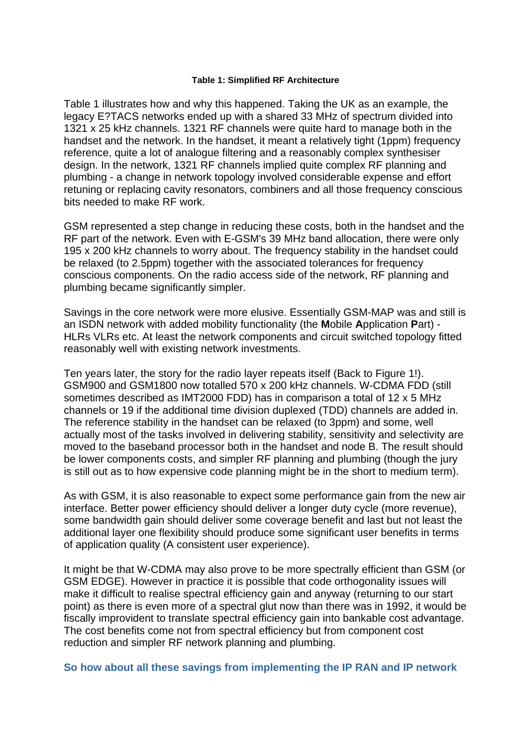**Table 1: Simplified RF Architecture**

Table 1 illustrates how and why this happened. Taking the UK as an example, the legacy E?TACS networks ended up with a shared 33 MHz of spectrum divided into 1321 x 25 kHz channels. 1321 RF channels were quite hard to manage both in the handset and the network. In the handset, it meant a relatively tight (1ppm) frequency reference, quite a lot of analogue filtering and a reasonably complex synthesiser design. In the network, 1321 RF channels implied quite complex RF planning and plumbing - a change in network topology involved considerable expense and effort retuning or replacing cavity resonators, combiners and all those frequency conscious bits needed to make RF work.

GSM represented a step change in reducing these costs, both in the handset and the RF part of the network. Even with E-GSM's 39 MHz band allocation, there were only 195 x 200 kHz channels to worry about. The frequency stability in the handset could be relaxed (to 2.5ppm) together with the associated tolerances for frequency conscious components. On the radio access side of the network, RF planning and plumbing became significantly simpler.

Savings in the core network were more elusive. Essentially GSM-MAP was and still is an ISDN network with added mobility functionality (the **M**obile **A**pplication **P**art) - HLRs VLRs etc. At least the network components and circuit switched topology fitted reasonably well with existing network investments.

Ten years later, the story for the radio layer repeats itself (Back to Figure 1!). GSM900 and GSM1800 now totalled 570 x 200 kHz channels. W-CDMA FDD (still sometimes described as IMT2000 FDD) has in comparison a total of 12 x 5 MHz channels or 19 if the additional time division duplexed (TDD) channels are added in. The reference stability in the handset can be relaxed (to 3ppm) and some, well actually most of the tasks involved in delivering stability, sensitivity and selectivity are moved to the baseband processor both in the handset and node B. The result should be lower components costs, and simpler RF planning and plumbing (though the jury is still out as to how expensive code planning might be in the short to medium term).

As with GSM, it is also reasonable to expect some performance gain from the new air interface. Better power efficiency should deliver a longer duty cycle (more revenue), some bandwidth gain should deliver some coverage benefit and last but not least the additional layer one flexibility should produce some significant user benefits in terms of application quality (A consistent user experience).

It might be that W-CDMA may also prove to be more spectrally efficient than GSM (or GSM EDGE). However in practice it is possible that code orthogonality issues will make it difficult to realise spectral efficiency gain and anyway (returning to our start point) as there is even more of a spectral glut now than there was in 1992, it would be fiscally improvident to translate spectral efficiency gain into bankable cost advantage. The cost benefits come not from spectral efficiency but from component cost reduction and simpler RF network planning and plumbing.

**So how about all these savings from implementing the IP RAN and IP network**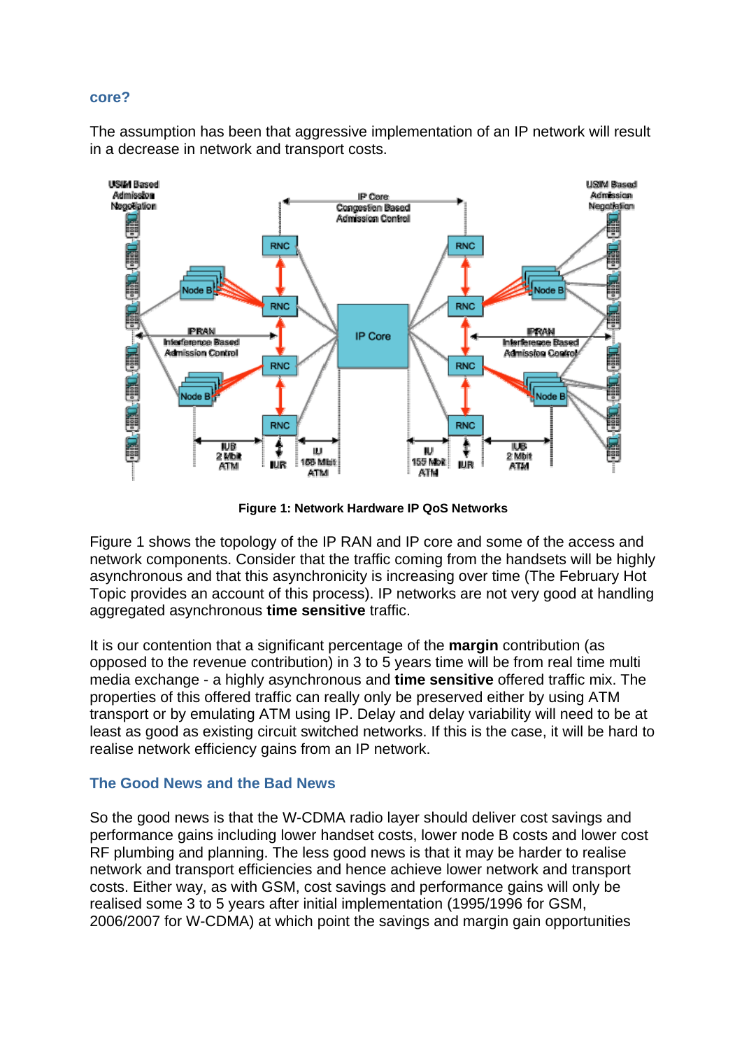## core?

The assumption has been that aggressive implementation of an IP network will result in a decrease in network and transport costs.

**Figure 1: Network Hardware IP QoS Networks**

Figure 1 shows the topology of the IP RAN and IP core and some of the access and network components. Consider that the traffic coming from the handsets will be highly asynchronous and that this asynchronicity is increasing over time (The February Hot Topic provides an account of this process). IP networks are not very good at handling aggregated asynchronous **time sensitive** traffic.

It is our contention that a significant percentage of the **margin** contribution (as opposed to the revenue contribution) in 3 to 5 years time will be from real time multi media exchange - a highly asynchronous and **time sensitive** offered traffic mix. The properties of this offered traffic can really only be preserved either by using ATM transport or by emulating ATM using IP. Delay and delay variability will need to be at least as good as existing circuit switched networks. If this is the case, it will be hard to realise network efficiency gains from an IP network.

## The Good News and the Bad News

So the good news is that the W-CDMA radio layer should deliver cost savings and performance gains including lower handset costs, lower node B costs and lower cost RF plumbing and planning. The less good news is that it may be harder to realise network and transport efficiencies and hence achieve lower network and transport costs. Either way, as with GSM, cost savings and performance gains will only be realised some 3 to 5 years after initial implementation (1995/1996 for GSM, 2006/2007 for W-CDMA) at which point the savings and margin gain opportunities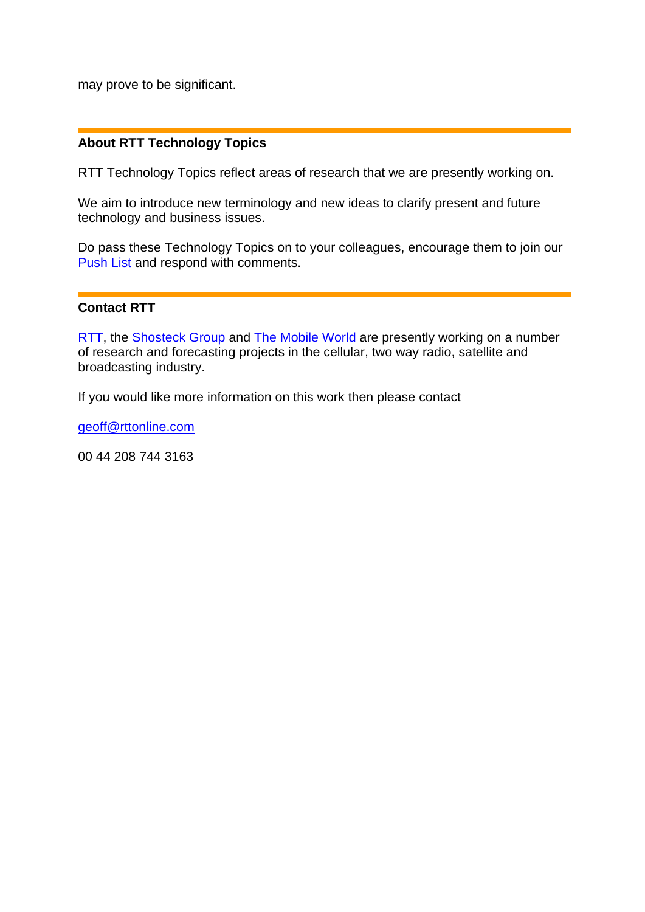may prove to be significant.

---

**About RTT Technology Topics**

RTT Technology Topics reflect areas of research that we are presently working on.

We aim to introduce new terminology and new ideas to clarify present and future technology and business issues.

Do pass these Technology Topics on to your colleagues, encourage them to join our Push List and respond with comments.

---

**Contact RTT**

RTT, the Shosteck Group and The Mobile World are presently working on a number of research and forecasting projects in the cellular, two way radio, satellite and broadcasting industry.

If you would like more information on this work then please contact

geoff@rttonline.com

00 44 208 744 3163